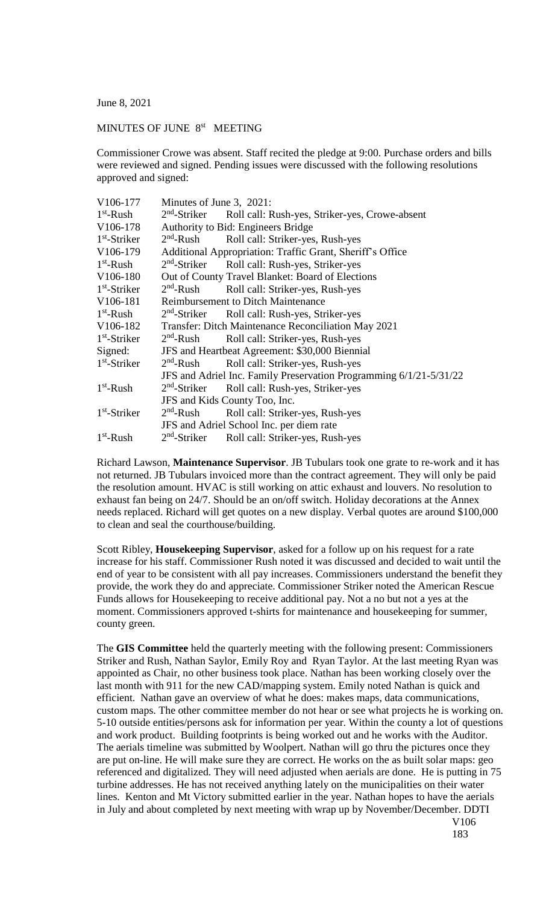June 8, 2021

MINUTES OF JUNE 8st MEETING

Commissioner Crowe was absent. Staff recited the pledge at 9:00. Purchase orders and bills were reviewed and signed. Pending issues were discussed with the following resolutions approved and signed:

| | |
|---|---|
| V106-177 | Minutes of June 3, 2021: |
| 1st-Rush | 2nd-Striker Roll call: Rush-yes, Striker-yes, Crowe-absent |
| V106-178 | Authority to Bid: Engineers Bridge |
| 1st-Striker | 2nd-Rush Roll call: Striker-yes, Rush-yes |
| V106-179 | Additional Appropriation: Traffic Grant, Sheriff's Office |
| 1st-Rush | 2nd-Striker Roll call: Rush-yes, Striker-yes |
| V106-180 | Out of County Travel Blanket: Board of Elections |
| 1st-Striker | 2nd-Rush Roll call: Striker-yes, Rush-yes |
| V106-181 | Reimbursement to Ditch Maintenance |
| 1st-Rush | 2nd-Striker Roll call: Rush-yes, Striker-yes |
| V106-182 | Transfer: Ditch Maintenance Reconciliation May 2021 |
| 1st-Striker | 2nd-Rush Roll call: Striker-yes, Rush-yes |
| Signed: | JFS and Heartbeat Agreement: $30,000 Biennial |
| 1st-Striker | 2nd-Rush Roll call: Striker-yes, Rush-yes |
| | JFS and Adriel Inc. Family Preservation Programming 6/1/21-5/31/22 |
| 1st-Rush | 2nd-Striker Roll call: Rush-yes, Striker-yes |
| | JFS and Kids County Too, Inc. |
| 1st-Striker | 2nd-Rush Roll call: Striker-yes, Rush-yes |
| | JFS and Adriel School Inc. per diem rate |
| 1st-Rush | 2nd-Striker Roll call: Striker-yes, Rush-yes |

Richard Lawson, **Maintenance Supervisor**. JB Tubulars took one grate to re-work and it has not returned. JB Tubulars invoiced more than the contract agreement. They will only be paid the resolution amount. HVAC is still working on attic exhaust and louvers. No resolution to exhaust fan being on 24/7. Should be an on/off switch. Holiday decorations at the Annex needs replaced. Richard will get quotes on a new display. Verbal quotes are around $100,000 to clean and seal the courthouse/building.

Scott Ribley, **Housekeeping Supervisor**, asked for a follow up on his request for a rate increase for his staff. Commissioner Rush noted it was discussed and decided to wait until the end of year to be consistent with all pay increases. Commissioners understand the benefit they provide, the work they do and appreciate. Commissioner Striker noted the American Rescue Funds allows for Housekeeping to receive additional pay. Not a no but not a yes at the moment. Commissioners approved t-shirts for maintenance and housekeeping for summer, county green.

The **GIS Committee** held the quarterly meeting with the following present: Commissioners Striker and Rush, Nathan Saylor, Emily Roy and Ryan Taylor. At the last meeting Ryan was appointed as Chair, no other business took place. Nathan has been working closely over the last month with 911 for the new CAD/mapping system. Emily noted Nathan is quick and efficient. Nathan gave an overview of what he does: makes maps, data communications, custom maps. The other committee member do not hear or see what projects he is working on. 5-10 outside entities/persons ask for information per year. Within the county a lot of questions and work product. Building footprints is being worked out and he works with the Auditor. The aerials timeline was submitted by Woolpert. Nathan will go thru the pictures once they are put on-line. He will make sure they are correct. He works on the as built solar maps: geo referenced and digitalized. They will need adjusted when aerials are done. He is putting in 75 turbine addresses. He has not received anything lately on the municipalities on their water lines. Kenton and Mt Victory submitted earlier in the year. Nathan hopes to have the aerials in July and about completed by next meeting with wrap up by November/December. DDTI

V106
183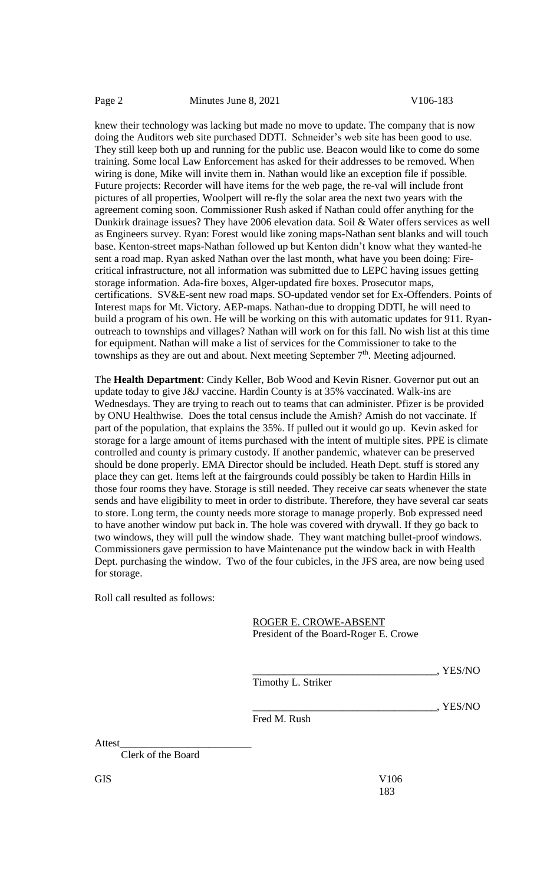knew their technology was lacking but made no move to update. The company that is now doing the Auditors web site purchased DDTI. Schneider's web site has been good to use. They still keep both up and running for the public use. Beacon would like to come do some training. Some local Law Enforcement has asked for their addresses to be removed. When wiring is done, Mike will invite them in. Nathan would like an exception file if possible. Future projects: Recorder will have items for the web page, the re-val will include front pictures of all properties, Woolpert will re-fly the solar area the next two years with the agreement coming soon. Commissioner Rush asked if Nathan could offer anything for the Dunkirk drainage issues? They have 2006 elevation data. Soil & Water offers services as well as Engineers survey. Ryan: Forest would like zoning maps-Nathan sent blanks and will touch base. Kenton-street maps-Nathan followed up but Kenton didn't know what they wanted-he sent a road map. Ryan asked Nathan over the last month, what have you been doing: Fire-critical infrastructure, not all information was submitted due to LEPC having issues getting storage information. Ada-fire boxes, Alger-updated fire boxes. Prosecutor maps, certifications. SV&E-sent new road maps. SO-updated vendor set for Ex-Offenders. Points of Interest maps for Mt. Victory. AEP-maps. Nathan-due to dropping DDTI, he will need to build a program of his own. He will be working on this with automatic updates for 911. Ryan-outreach to townships and villages? Nathan will work on for this fall. No wish list at this time for equipment. Nathan will make a list of services for the Commissioner to take to the townships as they are out and about. Next meeting September 7th. Meeting adjourned.

The **Health Department**: Cindy Keller, Bob Wood and Kevin Risner. Governor put out an update today to give J&J vaccine. Hardin County is at 35% vaccinated. Walk-ins are Wednesdays. They are trying to reach out to teams that can administer. Pfizer is be provided by ONU Healthwise. Does the total census include the Amish? Amish do not vaccinate. If part of the population, that explains the 35%. If pulled out it would go up. Kevin asked for storage for a large amount of items purchased with the intent of multiple sites. PPE is climate controlled and county is primary custody. If another pandemic, whatever can be preserved should be done properly. EMA Director should be included. Heath Dept. stuff is stored any place they can get. Items left at the fairgrounds could possibly be taken to Hardin Hills in those four rooms they have. Storage is still needed. They receive car seats whenever the state sends and have eligibility to meet in order to distribute. Therefore, they have several car seats to store. Long term, the county needs more storage to manage properly. Bob expressed need to have another window put back in. The hole was covered with drywall. If they go back to two windows, they will pull the window shade. They want matching bullet-proof windows. Commissioners gave permission to have Maintenance put the window back in with Health Dept. purchasing the window. Two of the four cubicles, in the JFS area, are now being used for storage.

Roll call resulted as follows:

ROGER E. CROWE-ABSENT
President of the Board-Roger E. Crowe

___________________________________, YES/NO
Timothy L. Striker

___________________________________, YES/NO
Fred M. Rush

Attest_________________________
Clerk of the Board

GIS

V106
183